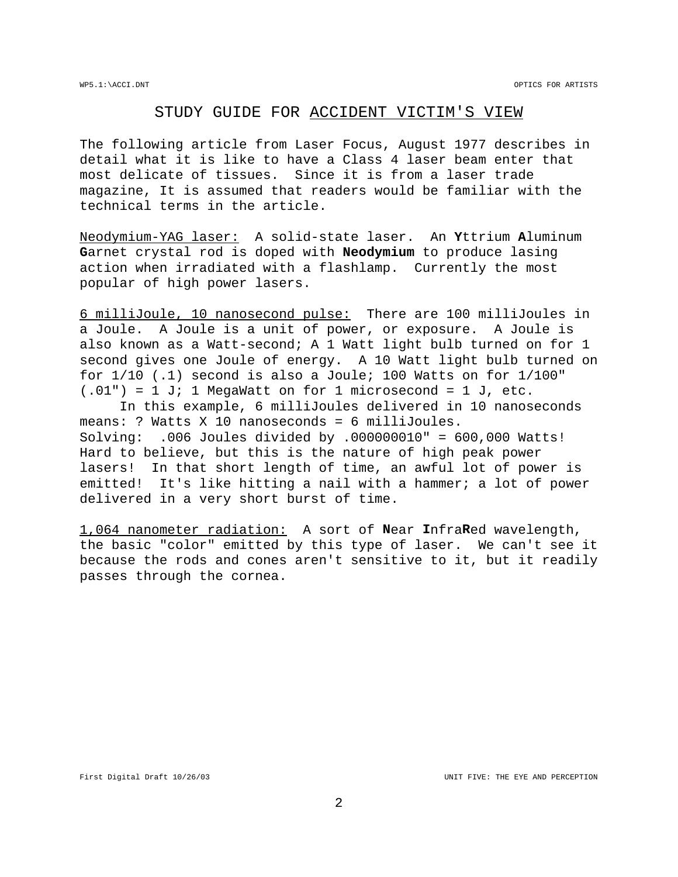# STUDY GUIDE FOR ACCIDENT VICTIM'S VIEW

The following article from Laser Focus, August 1977 describes in detail what it is like to have a Class 4 laser beam enter that most delicate of tissues. Since it is from a laser trade magazine, It is assumed that readers would be familiar with the technical terms in the article.

Neodymium-YAG laser: A solid-state laser. An **Y**ttrium **A**luminum **G**arnet crystal rod is doped with **Neodymium** to produce lasing action when irradiated with a flashlamp. Currently the most popular of high power lasers.

6 milliJoule, 10 nanosecond pulse: There are 100 milliJoules in a Joule. A Joule is a unit of power, or exposure. A Joule is also known as a Watt-second; A 1 Watt light bulb turned on for 1 second gives one Joule of energy. A 10 Watt light bulb turned on for 1/10 (.1) second is also a Joule; 100 Watts on for 1/100" (.01") = 1 J; 1 MegaWatt on for 1 microsecond = 1 J, etc.

In this example, 6 milliJoules delivered in 10 nanoseconds means: ? Watts X 10 nanoseconds = 6 milliJoules.
Solving: .006 Joules divided by .000000010" = 600,000 Watts! Hard to believe, but this is the nature of high peak power lasers! In that short length of time, an awful lot of power is emitted! It's like hitting a nail with a hammer; a lot of power delivered in a very short burst of time.

1,064 nanometer radiation: A sort of **N**ear **I**nfra**R**ed wavelength, the basic "color" emitted by this type of laser. We can't see it because the rods and cones aren't sensitive to it, but it readily passes through the cornea.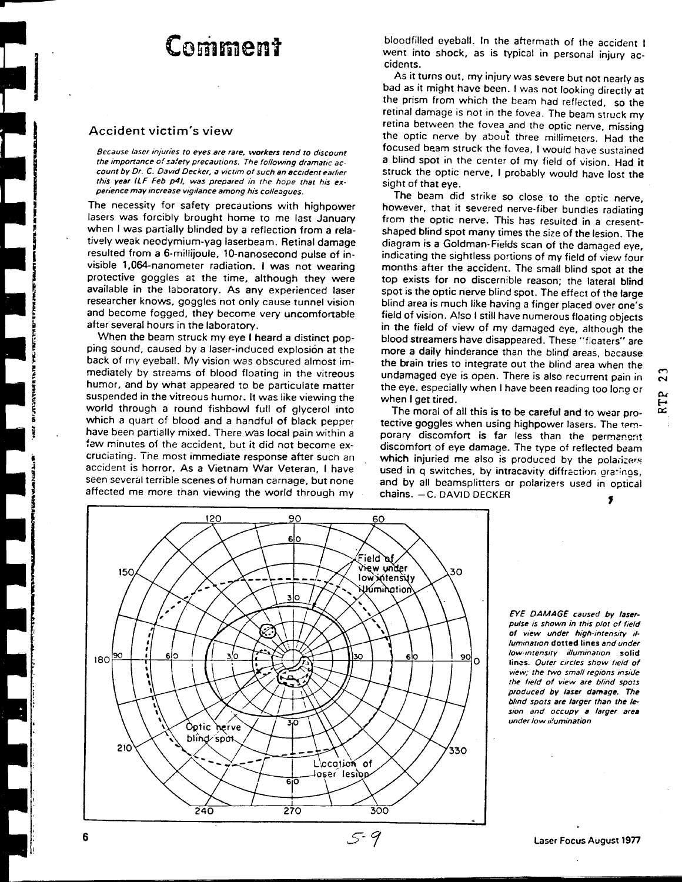# Comment

## Accident victim's view

*Because laser injuries to eyes are rare, workers tend to discount the importance of safety precautions. The following dramatic account by Dr. C. David Decker, a victim of such an accident earlier this year (LF Feb p4), was prepared in the hope that his experience may increase vigilance among his colleagues.*

The necessity for safety precautions with highpower lasers was forcibly brought home to me last January when I was partially blinded by a reflection from a relatively weak neodymium-yag laserbeam. Retinal damage resulted from a 6-millijoule, 10-nanosecond pulse of invisible 1,064-nanometer radiation. I was not wearing protective goggles at the time, although they were available in the laboratory. As any experienced laser researcher knows, goggles not only cause tunnel vision and become fogged, they become very uncomfortable after several hours in the laboratory.

When the beam struck my eye I heard a distinct popping sound, caused by a laser-induced explosion at the back of my eyeball. My vision was obscured almost immediately by streams of blood floating in the vitreous humor, and by what appeared to be particulate matter suspended in the vitreous humor. It was like viewing the world through a round fishbowl full of glycerol into which a quart of blood and a handful of black pepper have been partially mixed. There was local pain within a few minutes of the accident, but it did not become excruciating. The most immediate response after such an accident is horror. As a Vietnam War Veteran, I have seen several terrible scenes of human carnage, but none affected me more than viewing the world through my bloodfilled eyeball. In the aftermath of the accident I went into shock, as is typical in personal injury accidents.

As it turns out, my injury was severe but not nearly as bad as it might have been. I was not looking directly at the prism from which the beam had reflected, so the retinal damage is not in the fovea. The beam struck my retina between the fovea and the optic nerve, missing the optic nerve by about three millimeters. Had the focused beam struck the fovea, I would have sustained a blind spot in the center of my field of vision. Had it struck the optic nerve, I probably would have lost the sight of that eye.

The beam did strike so close to the optic nerve, however, that it severed nerve-fiber bundles radiating from the optic nerve. This has resulted in a cresent-shaped blind spot many times the size of the lesion. The diagram is a Goldman-Fields scan of the damaged eye, indicating the sightless portions of my field of view four months after the accident. The small blind spot at the top exists for no discernible reason; the lateral blind spot is the optic nerve blind spot. The effect of the large blind area is much like having a finger placed over one's field of vision. Also I still have numerous floating objects in the field of view of my damaged eye, although the blood streamers have disappeared. These "floaters" are more a daily hinderance than the blind areas, because the brain tries to integrate out the blind area when the undamaged eye is open. There is also recurrent pain in the eye, especially when I have been reading too long or when I get tired.

The moral of all this is to be careful and to wear protective goggles when using highpower lasers. The temporary discomfort is far less than the permanent discomfort of eye damage. The type of reflected beam which injuried me also is produced by the polarizers used in q switches, by intracavity diffraction gratings, and by all beamsplitters or polarizers used in optical chains. —C. DAVID DECKER

120
90
60
150
30
180
0
210
330
240
270
300
60
30
90
60
30
30
60
90
30
60
Field of view under low intensity illumination
Optic nerve blind spot
Location of laser lesion

*EYE DAMAGE caused by laser-pulse is shown in this plot of field of view under high-intensity illumination dotted lines and under low-intensity illumination solid lines. Outer circles show field of view; the two small regions inside the field of view are blind spots produced by laser damage. The blind spots are larger than the lesion and occupy a larger area under low illumination*